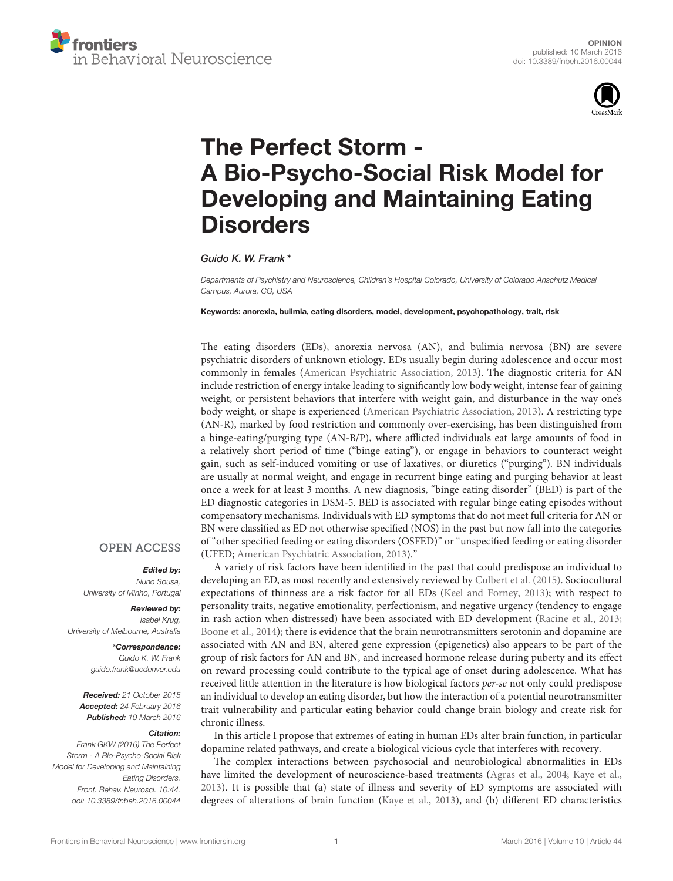OPINION
published: 10 March 2016
doi: 10.3389/fnbeh.2016.00044

# The Perfect Storm - A Bio-Psycho-Social Risk Model for Developing and Maintaining Eating Disorders

*Guido K. W. Frank\**

*Departments of Psychiatry and Neuroscience, Children's Hospital Colorado, University of Colorado Anschutz Medical Campus, Aurora, CO, USA*

**Keywords: anorexia, bulimia, eating disorders, model, development, psychopathology, trait, risk**

OPEN ACCESS

***Edited by:***
*Nuno Sousa, University of Minho, Portugal*

***Reviewed by:***
*Isabel Krug, University of Melbourne, Australia*

***\*Correspondence:***
*Guido K. W. Frank*
*guido.frank@ucdenver.edu*

***Received:*** *21 October 2015*
***Accepted:*** *24 February 2016*
***Published:*** *10 March 2016*

***Citation:***
*Frank GKW (2016) The Perfect Storm - A Bio-Psycho-Social Risk Model for Developing and Maintaining Eating Disorders. Front. Behav. Neurosci. 10:44. doi: 10.3389/fnbeh.2016.00044*

The eating disorders (EDs), anorexia nervosa (AN), and bulimia nervosa (BN) are severe psychiatric disorders of unknown etiology. EDs usually begin during adolescence and occur most commonly in females (American Psychiatric Association, 2013). The diagnostic criteria for AN include restriction of energy intake leading to significantly low body weight, intense fear of gaining weight, or persistent behaviors that interfere with weight gain, and disturbance in the way one's body weight, or shape is experienced (American Psychiatric Association, 2013). A restricting type (AN-R), marked by food restriction and commonly over-exercising, has been distinguished from a binge-eating/purging type (AN-B/P), where afflicted individuals eat large amounts of food in a relatively short period of time ("binge eating"), or engage in behaviors to counteract weight gain, such as self-induced vomiting or use of laxatives, or diuretics ("purging"). BN individuals are usually at normal weight, and engage in recurrent binge eating and purging behavior at least once a week for at least 3 months. A new diagnosis, "binge eating disorder" (BED) is part of the ED diagnostic categories in DSM-5. BED is associated with regular binge eating episodes without compensatory mechanisms. Individuals with ED symptoms that do not meet full criteria for AN or BN were classified as ED not otherwise specified (NOS) in the past but now fall into the categories of "other specified feeding or eating disorders (OSFED)" or "unspecified feeding or eating disorder (UFED; American Psychiatric Association, 2013)."

A variety of risk factors have been identified in the past that could predispose an individual to developing an ED, as most recently and extensively reviewed by Culbert et al. (2015). Sociocultural expectations of thinness are a risk factor for all EDs (Keel and Forney, 2013); with respect to personality traits, negative emotionality, perfectionism, and negative urgency (tendency to engage in rash action when distressed) have been associated with ED development (Racine et al., 2013; Boone et al., 2014); there is evidence that the brain neurotransmitters serotonin and dopamine are associated with AN and BN, altered gene expression (epigenetics) also appears to be part of the group of risk factors for AN and BN, and increased hormone release during puberty and its effect on reward processing could contribute to the typical age of onset during adolescence. What has received little attention in the literature is how biological factors *per-se* not only could predispose an individual to develop an eating disorder, but how the interaction of a potential neurotransmitter trait vulnerability and particular eating behavior could change brain biology and create risk for chronic illness.

In this article I propose that extremes of eating in human EDs alter brain function, in particular dopamine related pathways, and create a biological vicious cycle that interferes with recovery.

The complex interactions between psychosocial and neurobiological abnormalities in EDs have limited the development of neuroscience-based treatments (Agras et al., 2004; Kaye et al., 2013). It is possible that (a) state of illness and severity of ED symptoms are associated with degrees of alterations of brain function (Kaye et al., 2013), and (b) different ED characteristics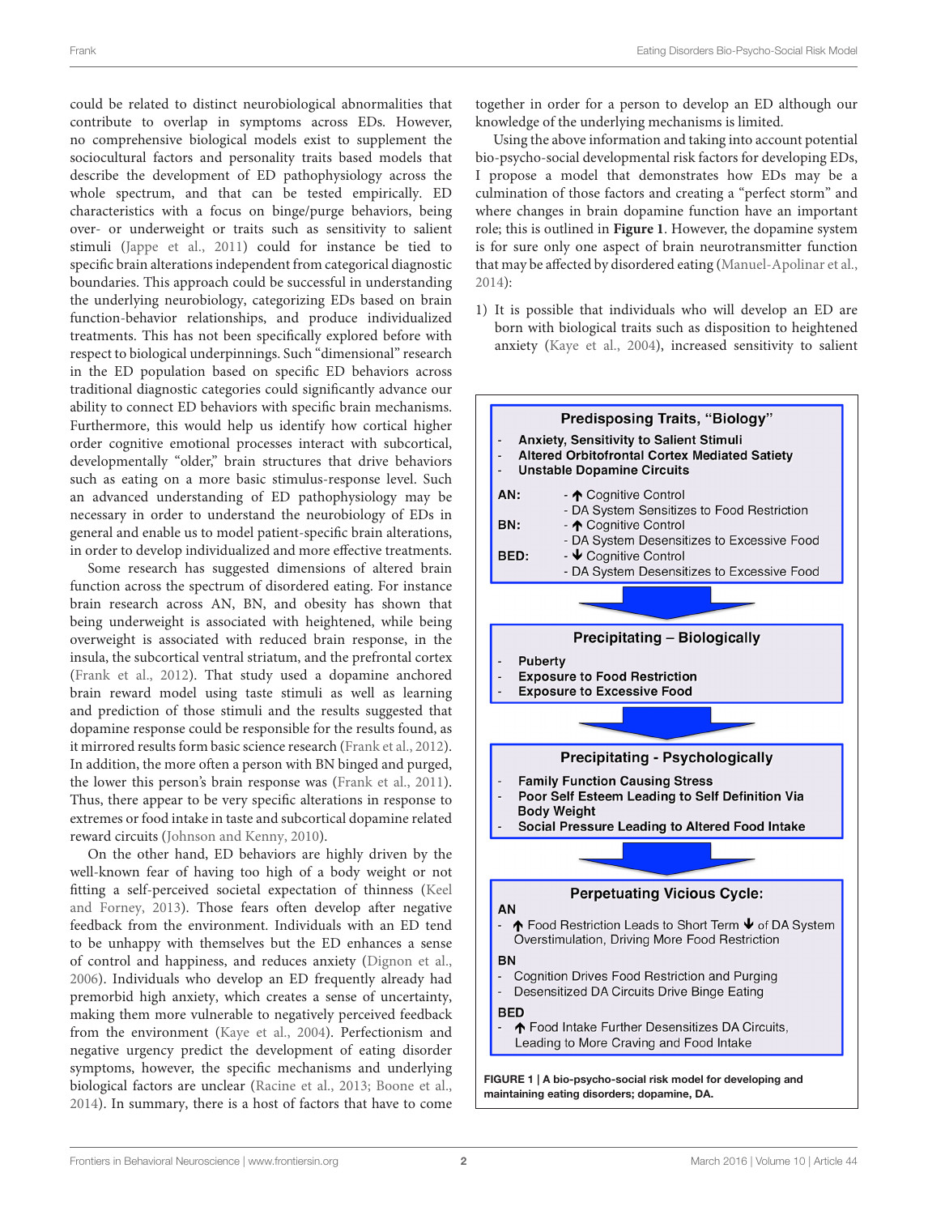could be related to distinct neurobiological abnormalities that contribute to overlap in symptoms across EDs. However, no comprehensive biological models exist to supplement the sociocultural factors and personality traits based models that describe the development of ED pathophysiology across the whole spectrum, and that can be tested empirically. ED characteristics with a focus on binge/purge behaviors, being over- or underweight or traits such as sensitivity to salient stimuli (Jappe et al., 2011) could for instance be tied to specific brain alterations independent from categorical diagnostic boundaries. This approach could be successful in understanding the underlying neurobiology, categorizing EDs based on brain function-behavior relationships, and produce individualized treatments. This has not been specifically explored before with respect to biological underpinnings. Such "dimensional" research in the ED population based on specific ED behaviors across traditional diagnostic categories could significantly advance our ability to connect ED behaviors with specific brain mechanisms. Furthermore, this would help us identify how cortical higher order cognitive emotional processes interact with subcortical, developmentally "older," brain structures that drive behaviors such as eating on a more basic stimulus-response level. Such an advanced understanding of ED pathophysiology may be necessary in order to understand the neurobiology of EDs in general and enable us to model patient-specific brain alterations, in order to develop individualized and more effective treatments.

Some research has suggested dimensions of altered brain function across the spectrum of disordered eating. For instance brain research across AN, BN, and obesity has shown that being underweight is associated with heightened, while being overweight is associated with reduced brain response, in the insula, the subcortical ventral striatum, and the prefrontal cortex (Frank et al., 2012). That study used a dopamine anchored brain reward model using taste stimuli as well as learning and prediction of those stimuli and the results suggested that dopamine response could be responsible for the results found, as it mirrored results form basic science research (Frank et al., 2012). In addition, the more often a person with BN binged and purged, the lower this person's brain response was (Frank et al., 2011). Thus, there appear to be very specific alterations in response to extremes or food intake in taste and subcortical dopamine related reward circuits (Johnson and Kenny, 2010).

On the other hand, ED behaviors are highly driven by the well-known fear of having too high of a body weight or not fitting a self-perceived societal expectation of thinness (Keel and Forney, 2013). Those fears often develop after negative feedback from the environment. Individuals with an ED tend to be unhappy with themselves but the ED enhances a sense of control and happiness, and reduces anxiety (Dignon et al., 2006). Individuals who develop an ED frequently already had premorbid high anxiety, which creates a sense of uncertainty, making them more vulnerable to negatively perceived feedback from the environment (Kaye et al., 2004). Perfectionism and negative urgency predict the development of eating disorder symptoms, however, the specific mechanisms and underlying biological factors are unclear (Racine et al., 2013; Boone et al., 2014). In summary, there is a host of factors that have to come together in order for a person to develop an ED although our knowledge of the underlying mechanisms is limited.

Using the above information and taking into account potential bio-psycho-social developmental risk factors for developing EDs, I propose a model that demonstrates how EDs may be a culmination of those factors and creating a "perfect storm" and where changes in brain dopamine function have an important role; this is outlined in **Figure 1**. However, the dopamine system is for sure only one aspect of brain neurotransmitter function that may be affected by disordered eating (Manuel-Apolinar et al., 2014):

1) It is possible that individuals who will develop an ED are born with biological traits such as disposition to heightened anxiety (Kaye et al., 2004), increased sensitivity to salient

**Predisposing Traits, "Biology"**

- **Anxiety, Sensitivity to Salient Stimuli**
- **Altered Orbitofrontal Cortex Mediated Satiety**
- **Unstable Dopamine Circuits**

**AN:**
- ↑ Cognitive Control
- DA System Sensitizes to Food Restriction

**BN:**
- ↑ Cognitive Control
- DA System Desensitizes to Excessive Food

**BED:**
- ↓ Cognitive Control
- DA System Desensitizes to Excessive Food

**Precipitating – Biologically**

- **Puberty**
- **Exposure to Food Restriction**
- **Exposure to Excessive Food**

**Precipitating - Psychologically**

- **Family Function Causing Stress**
- **Poor Self Esteem Leading to Self Definition Via Body Weight**
- **Social Pressure Leading to Altered Food Intake**

**Perpetuating Vicious Cycle:**

**AN**
- ↑ Food Restriction Leads to Short Term ↓ of DA System Overstimulation, Driving More Food Restriction

**BN**
- Cognition Drives Food Restriction and Purging
- Desensitized DA Circuits Drive Binge Eating

**BED**
- ↑ Food Intake Further Desensitizes DA Circuits, Leading to More Craving and Food Intake

**FIGURE 1 | A bio-psycho-social risk model for developing and maintaining eating disorders; dopamine, DA.**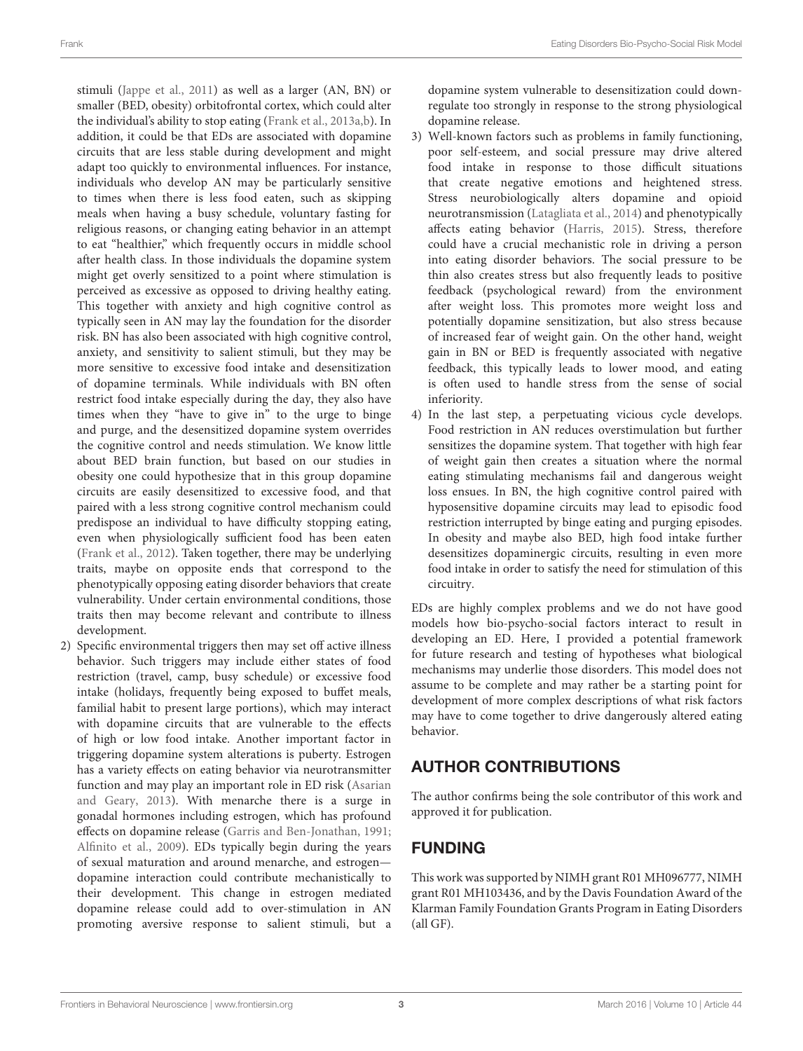stimuli (Jappe et al., 2011) as well as a larger (AN, BN) or smaller (BED, obesity) orbitofrontal cortex, which could alter the individual's ability to stop eating (Frank et al., 2013a,b). In addition, it could be that EDs are associated with dopamine circuits that are less stable during development and might adapt too quickly to environmental influences. For instance, individuals who develop AN may be particularly sensitive to times when there is less food eaten, such as skipping meals when having a busy schedule, voluntary fasting for religious reasons, or changing eating behavior in an attempt to eat "healthier," which frequently occurs in middle school after health class. In those individuals the dopamine system might get overly sensitized to a point where stimulation is perceived as excessive as opposed to driving healthy eating. This together with anxiety and high cognitive control as typically seen in AN may lay the foundation for the disorder risk. BN has also been associated with high cognitive control, anxiety, and sensitivity to salient stimuli, but they may be more sensitive to excessive food intake and desensitization of dopamine terminals. While individuals with BN often restrict food intake especially during the day, they also have times when they "have to give in" to the urge to binge and purge, and the desensitized dopamine system overrides the cognitive control and needs stimulation. We know little about BED brain function, but based on our studies in obesity one could hypothesize that in this group dopamine circuits are easily desensitized to excessive food, and that paired with a less strong cognitive control mechanism could predispose an individual to have difficulty stopping eating, even when physiologically sufficient food has been eaten (Frank et al., 2012). Taken together, there may be underlying traits, maybe on opposite ends that correspond to the phenotypically opposing eating disorder behaviors that create vulnerability. Under certain environmental conditions, those traits then may become relevant and contribute to illness development.

2) Specific environmental triggers then may set off active illness behavior. Such triggers may include either states of food restriction (travel, camp, busy schedule) or excessive food intake (holidays, frequently being exposed to buffet meals, familial habit to present large portions), which may interact with dopamine circuits that are vulnerable to the effects of high or low food intake. Another important factor in triggering dopamine system alterations is puberty. Estrogen has a variety effects on eating behavior via neurotransmitter function and may play an important role in ED risk (Asarian and Geary, 2013). With menarche there is a surge in gonadal hormones including estrogen, which has profound effects on dopamine release (Garris and Ben-Jonathan, 1991; Alfinito et al., 2009). EDs typically begin during the years of sexual maturation and around menarche, and estrogen—dopamine interaction could contribute mechanistically to their development. This change in estrogen mediated dopamine release could add to over-stimulation in AN promoting aversive response to salient stimuli, but a dopamine system vulnerable to desensitization could down-regulate too strongly in response to the strong physiological dopamine release.

3) Well-known factors such as problems in family functioning, poor self-esteem, and social pressure may drive altered food intake in response to those difficult situations that create negative emotions and heightened stress. Stress neurobiologically alters dopamine and opioid neurotransmission (Latagliata et al., 2014) and phenotypically affects eating behavior (Harris, 2015). Stress, therefore could have a crucial mechanistic role in driving a person into eating disorder behaviors. The social pressure to be thin also creates stress but also frequently leads to positive feedback (psychological reward) from the environment after weight loss. This promotes more weight loss and potentially dopamine sensitization, but also stress because of increased fear of weight gain. On the other hand, weight gain in BN or BED is frequently associated with negative feedback, this typically leads to lower mood, and eating is often used to handle stress from the sense of social inferiority.

4) In the last step, a perpetuating vicious cycle develops. Food restriction in AN reduces overstimulation but further sensitizes the dopamine system. That together with high fear of weight gain then creates a situation where the normal eating stimulating mechanisms fail and dangerous weight loss ensues. In BN, the high cognitive control paired with hyposensitive dopamine circuits may lead to episodic food restriction interrupted by binge eating and purging episodes. In obesity and maybe also BED, high food intake further desensitizes dopaminergic circuits, resulting in even more food intake in order to satisfy the need for stimulation of this circuitry.

EDs are highly complex problems and we do not have good models how bio-psycho-social factors interact to result in developing an ED. Here, I provided a potential framework for future research and testing of hypotheses what biological mechanisms may underlie those disorders. This model does not assume to be complete and may rather be a starting point for development of more complex descriptions of what risk factors may have to come together to drive dangerously altered eating behavior.

## AUTHOR CONTRIBUTIONS

The author confirms being the sole contributor of this work and approved it for publication.

## FUNDING

This work was supported by NIMH grant R01 MH096777, NIMH grant R01 MH103436, and by the Davis Foundation Award of the Klarman Family Foundation Grants Program in Eating Disorders (all GF).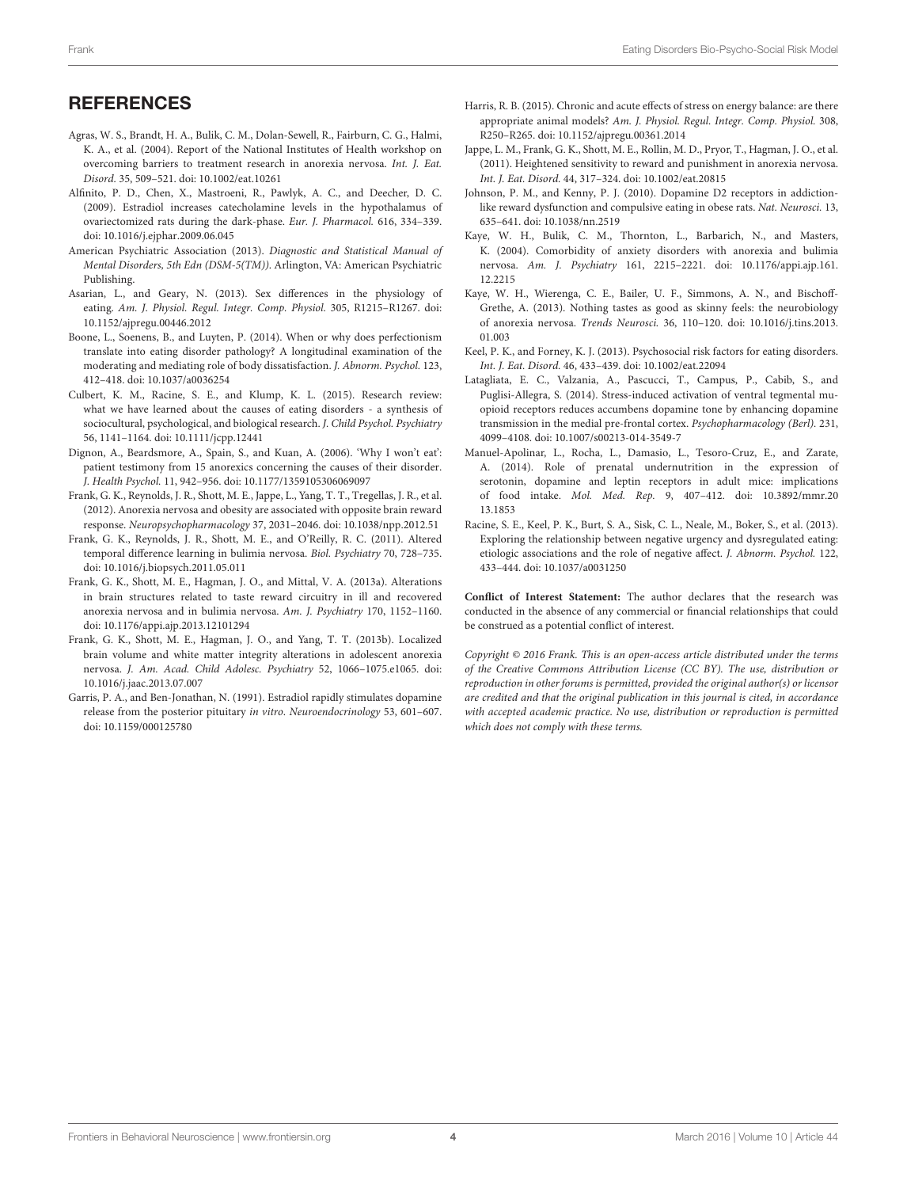## REFERENCES

Agras, W. S., Brandt, H. A., Bulik, C. M., Dolan-Sewell, R., Fairburn, C. G., Halmi, K. A., et al. (2004). Report of the National Institutes of Health workshop on overcoming barriers to treatment research in anorexia nervosa. *Int. J. Eat. Disord.* 35, 509–521. doi: 10.1002/eat.10261

Alfinito, P. D., Chen, X., Mastroeni, R., Pawlyk, A. C., and Deecher, D. C. (2009). Estradiol increases catecholamine levels in the hypothalamus of ovariectomized rats during the dark-phase. *Eur. J. Pharmacol.* 616, 334–339. doi: 10.1016/j.ejphar.2009.06.045

American Psychiatric Association (2013). *Diagnostic and Statistical Manual of Mental Disorders, 5th Edn (DSM-5(TM)).* Arlington, VA: American Psychiatric Publishing.

Asarian, L., and Geary, N. (2013). Sex differences in the physiology of eating. *Am. J. Physiol. Regul. Integr. Comp. Physiol.* 305, R1215–R1267. doi: 10.1152/ajpregu.00446.2012

Boone, L., Soenens, B., and Luyten, P. (2014). When or why does perfectionism translate into eating disorder pathology? A longitudinal examination of the moderating and mediating role of body dissatisfaction. *J. Abnorm. Psychol.* 123, 412–418. doi: 10.1037/a0036254

Culbert, K. M., Racine, S. E., and Klump, K. L. (2015). Research review: what we have learned about the causes of eating disorders - a synthesis of sociocultural, psychological, and biological research. *J. Child Psychol. Psychiatry* 56, 1141–1164. doi: 10.1111/jcpp.12441

Dignon, A., Beardsmore, A., Spain, S., and Kuan, A. (2006). 'Why I won't eat': patient testimony from 15 anorexics concerning the causes of their disorder. *J. Health Psychol.* 11, 942–956. doi: 10.1177/1359105306069097

Frank, G. K., Reynolds, J. R., Shott, M. E., Jappe, L., Yang, T. T., Tregellas, J. R., et al. (2012). Anorexia nervosa and obesity are associated with opposite brain reward response. *Neuropsychopharmacology* 37, 2031–2046. doi: 10.1038/npp.2012.51

Frank, G. K., Reynolds, J. R., Shott, M. E., and O'Reilly, R. C. (2011). Altered temporal difference learning in bulimia nervosa. *Biol. Psychiatry* 70, 728–735. doi: 10.1016/j.biopsych.2011.05.011

Frank, G. K., Shott, M. E., Hagman, J. O., and Mittal, V. A. (2013a). Alterations in brain structures related to taste reward circuitry in ill and recovered anorexia nervosa and in bulimia nervosa. *Am. J. Psychiatry* 170, 1152–1160. doi: 10.1176/appi.ajp.2013.12101294

Frank, G. K., Shott, M. E., Hagman, J. O., and Yang, T. T. (2013b). Localized brain volume and white matter integrity alterations in adolescent anorexia nervosa. *J. Am. Acad. Child Adolesc. Psychiatry* 52, 1066–1075.e1065. doi: 10.1016/j.jaac.2013.07.007

Garris, P. A., and Ben-Jonathan, N. (1991). Estradiol rapidly stimulates dopamine release from the posterior pituitary *in vitro*. *Neuroendocrinology* 53, 601–607. doi: 10.1159/000125780

Harris, R. B. (2015). Chronic and acute effects of stress on energy balance: are there appropriate animal models? *Am. J. Physiol. Regul. Integr. Comp. Physiol.* 308, R250–R265. doi: 10.1152/ajpregu.00361.2014

Jappe, L. M., Frank, G. K., Shott, M. E., Rollin, M. D., Pryor, T., Hagman, J. O., et al. (2011). Heightened sensitivity to reward and punishment in anorexia nervosa. *Int. J. Eat. Disord.* 44, 317–324. doi: 10.1002/eat.20815

Johnson, P. M., and Kenny, P. J. (2010). Dopamine D2 receptors in addiction-like reward dysfunction and compulsive eating in obese rats. *Nat. Neurosci.* 13, 635–641. doi: 10.1038/nn.2519

Kaye, W. H., Bulik, C. M., Thornton, L., Barbarich, N., and Masters, K. (2004). Comorbidity of anxiety disorders with anorexia and bulimia nervosa. *Am. J. Psychiatry* 161, 2215–2221. doi: 10.1176/appi.ajp.161.12.2215

Kaye, W. H., Wierenga, C. E., Bailer, U. F., Simmons, A. N., and Bischoff-Grethe, A. (2013). Nothing tastes as good as skinny feels: the neurobiology of anorexia nervosa. *Trends Neurosci.* 36, 110–120. doi: 10.1016/j.tins.2013.01.003

Keel, P. K., and Forney, K. J. (2013). Psychosocial risk factors for eating disorders. *Int. J. Eat. Disord.* 46, 433–439. doi: 10.1002/eat.22094

Latagliata, E. C., Valzania, A., Pascucci, T., Campus, P., Cabib, S., and Puglisi-Allegra, S. (2014). Stress-induced activation of ventral tegmental mu-opioid receptors reduces accumbens dopamine tone by enhancing dopamine transmission in the medial pre-frontal cortex. *Psychopharmacology (Berl).* 231, 4099–4108. doi: 10.1007/s00213-014-3549-7

Manuel-Apolinar, L., Rocha, L., Damasio, L., Tesoro-Cruz, E., and Zarate, A. (2014). Role of prenatal undernutrition in the expression of serotonin, dopamine and leptin receptors in adult mice: implications of food intake. *Mol. Med. Rep.* 9, 407–412. doi: 10.3892/mmr.2013.1853

Racine, S. E., Keel, P. K., Burt, S. A., Sisk, C. L., Neale, M., Boker, S., et al. (2013). Exploring the relationship between negative urgency and dysregulated eating: etiologic associations and the role of negative affect. *J. Abnorm. Psychol.* 122, 433–444. doi: 10.1037/a0031250

**Conflict of Interest Statement:** The author declares that the research was conducted in the absence of any commercial or financial relationships that could be construed as a potential conflict of interest.

*Copyright © 2016 Frank. This is an open-access article distributed under the terms of the Creative Commons Attribution License (CC BY). The use, distribution or reproduction in other forums is permitted, provided the original author(s) or licensor are credited and that the original publication in this journal is cited, in accordance with accepted academic practice. No use, distribution or reproduction is permitted which does not comply with these terms.*